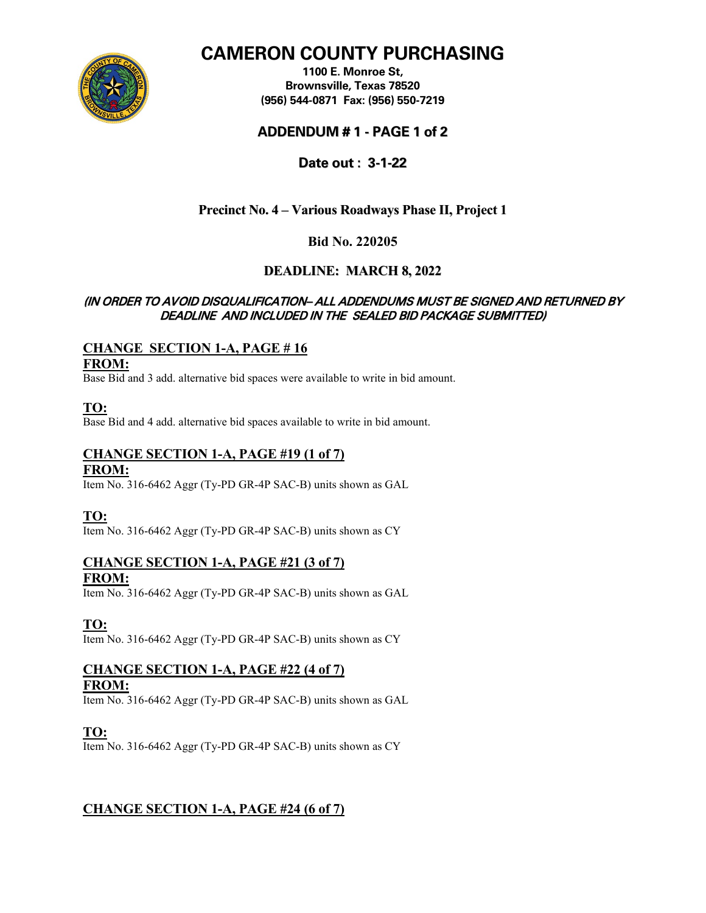# CAMERON COUNTY PURCHASING

**1100 E. Monroe St,**
**Brownsville, Texas 78520**
**(956) 544-0871 Fax: (956) 550-7219**

## ADDENDUM # 1 - PAGE 1 of 2

**Date out : 3-1-22**

**Precinct No. 4 – Various Roadways Phase II, Project 1**

**Bid No. 220205**

**DEADLINE: MARCH 8, 2022**

***(IN ORDER TO AVOID DISQUALIFICATION– ALL ADDENDUMS MUST BE SIGNED AND RETURNED BY DEADLINE AND INCLUDED IN THE SEALED BID PACKAGE SUBMITTED)***

**CHANGE SECTION 1-A, PAGE # 16**

**FROM:**

Base Bid and 3 add. alternative bid spaces were available to write in bid amount.

**TO:**

Base Bid and 4 add. alternative bid spaces available to write in bid amount.

**CHANGE SECTION 1-A, PAGE #19 (1 of 7)**

**FROM:**

Item No. 316-6462 Aggr (Ty-PD GR-4P SAC-B) units shown as GAL

**TO:**

Item No. 316-6462 Aggr (Ty-PD GR-4P SAC-B) units shown as CY

**CHANGE SECTION 1-A, PAGE #21 (3 of 7)**

**FROM:**

Item No. 316-6462 Aggr (Ty-PD GR-4P SAC-B) units shown as GAL

**TO:**

Item No. 316-6462 Aggr (Ty-PD GR-4P SAC-B) units shown as CY

**CHANGE SECTION 1-A, PAGE #22 (4 of 7)**

**FROM:**

Item No. 316-6462 Aggr (Ty-PD GR-4P SAC-B) units shown as GAL

**TO:**

Item No. 316-6462 Aggr (Ty-PD GR-4P SAC-B) units shown as CY

**CHANGE SECTION 1-A, PAGE #24 (6 of 7)**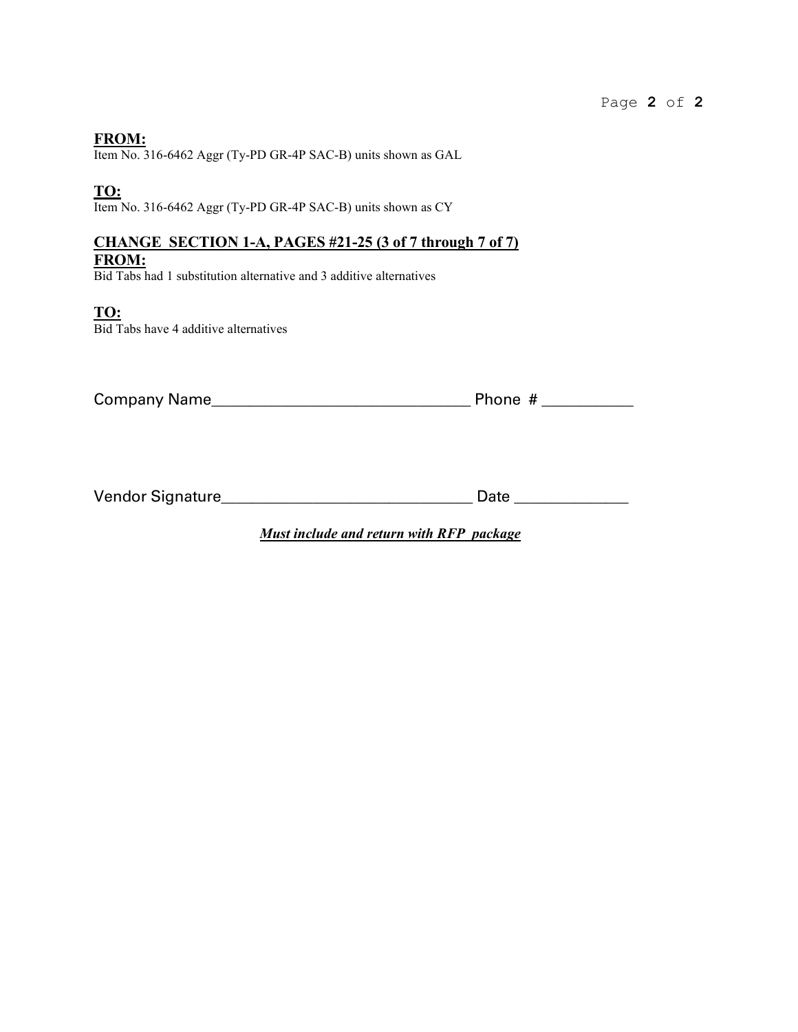**FROM:**
Item No. 316-6462 Aggr (Ty-PD GR-4P SAC-B) units shown as GAL

**TO:**
Item No. 316-6462 Aggr (Ty-PD GR-4P SAC-B) units shown as CY

**CHANGE SECTION 1-A, PAGES #21-25 (3 of 7 through 7 of 7)**
**FROM:**
Bid Tabs had 1 substitution alternative and 3 additive alternatives

**TO:**
Bid Tabs have 4 additive alternatives

Company Name________________________________ Phone # ___________

Vendor Signature_______________________________ Date ______________

***Must include and return with RFP package***